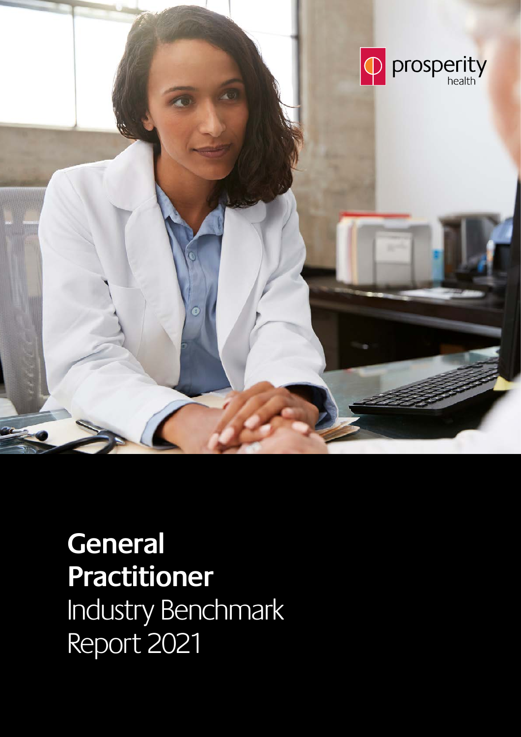prosperity health

# **General Practitioner** Industry Benchmark Report 2021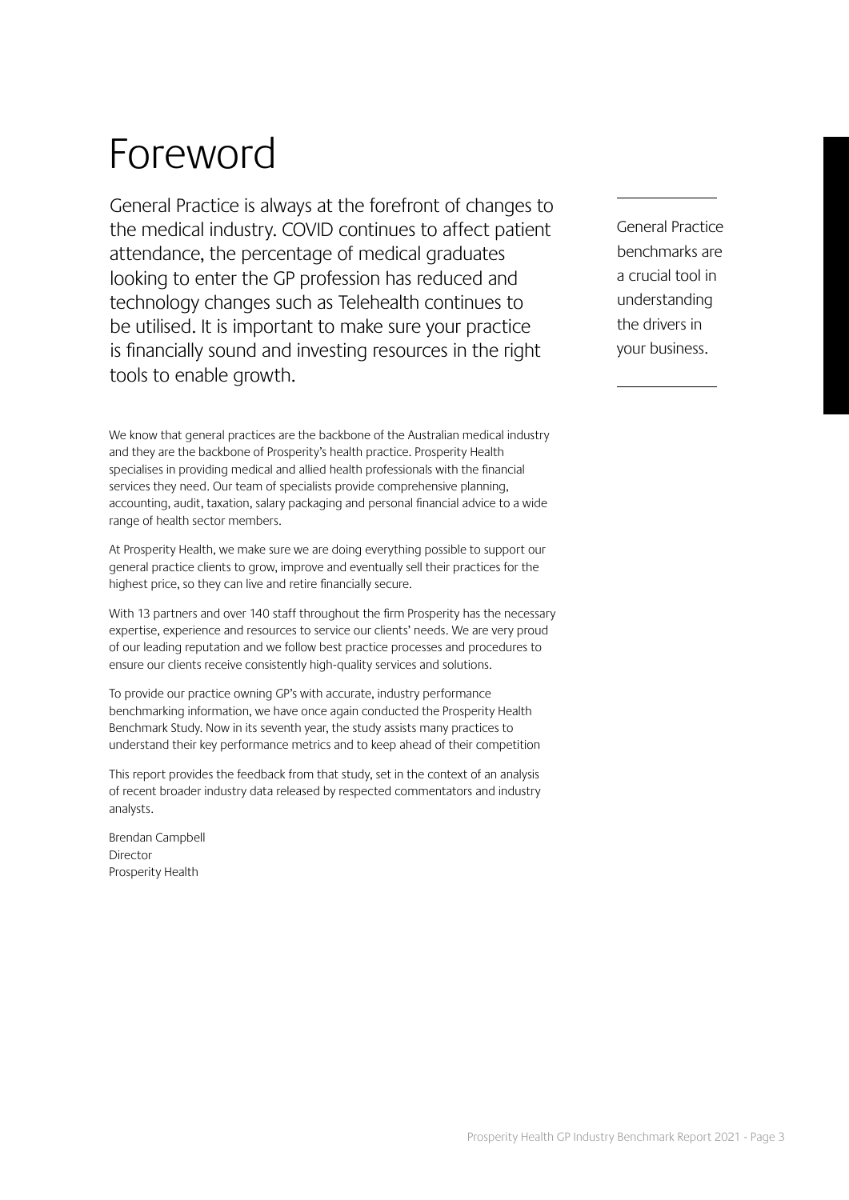# Foreword

General Practice is always at the forefront of changes to the medical industry. COVID continues to affect patient attendance, the percentage of medical graduates looking to enter the GP profession has reduced and technology changes such as Telehealth continues to be utilised. It is important to make sure your practice is financially sound and investing resources in the right tools to enable growth.

General Practice benchmarks are a crucial tool in understanding the drivers in your business.

We know that general practices are the backbone of the Australian medical industry and they are the backbone of Prosperity's health practice. Prosperity Health specialises in providing medical and allied health professionals with the financial services they need. Our team of specialists provide comprehensive planning, accounting, audit, taxation, salary packaging and personal financial advice to a wide range of health sector members.

At Prosperity Health, we make sure we are doing everything possible to support our general practice clients to grow, improve and eventually sell their practices for the highest price, so they can live and retire financially secure.

With 13 partners and over 140 staff throughout the firm Prosperity has the necessary expertise, experience and resources to service our clients' needs. We are very proud of our leading reputation and we follow best practice processes and procedures to ensure our clients receive consistently high-quality services and solutions.

To provide our practice owning GP's with accurate, industry performance benchmarking information, we have once again conducted the Prosperity Health Benchmark Study. Now in its seventh year, the study assists many practices to understand their key performance metrics and to keep ahead of their competition

This report provides the feedback from that study, set in the context of an analysis of recent broader industry data released by respected commentators and industry analysts.

Brendan Campbell
Director
Prosperity Health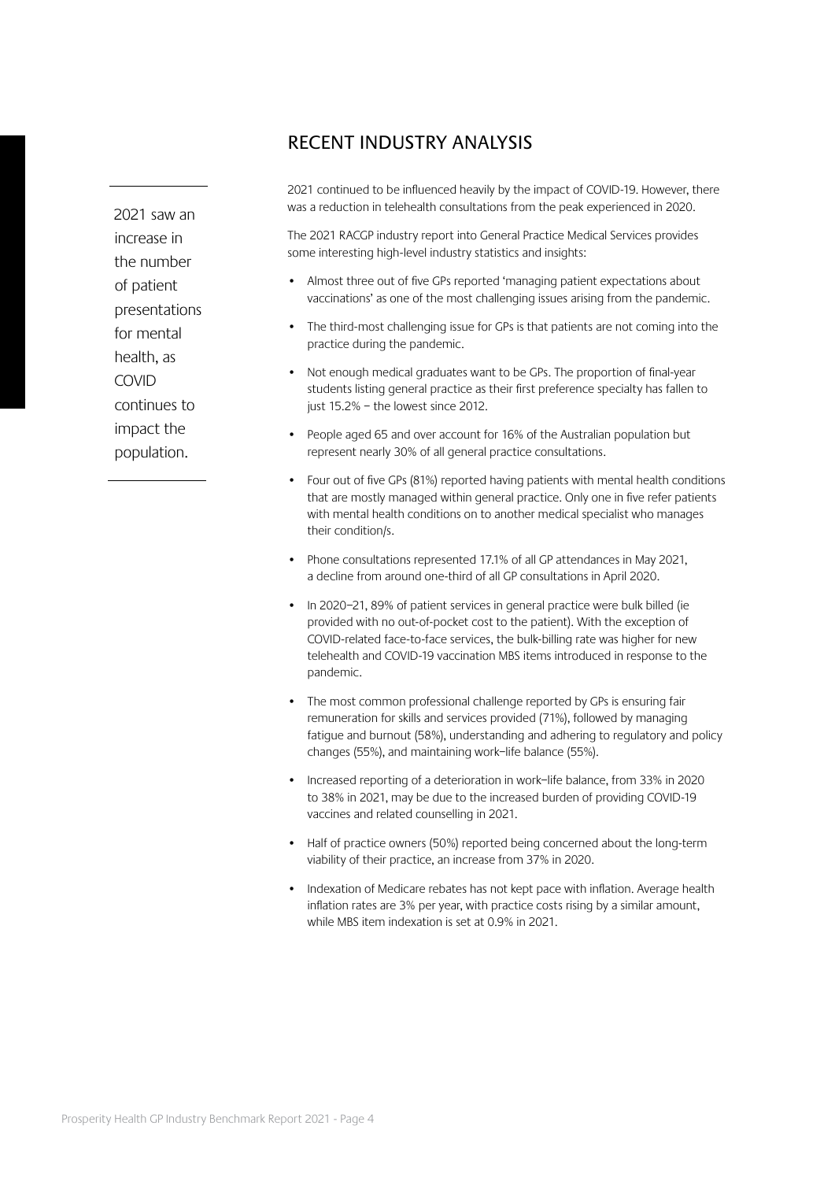## RECENT INDUSTRY ANALYSIS

> 2021 saw an increase in the number of patient presentations for mental health, as COVID continues to impact the population.

2021 continued to be influenced heavily by the impact of COVID-19. However, there was a reduction in telehealth consultations from the peak experienced in 2020.

The 2021 RACGP industry report into General Practice Medical Services provides some interesting high-level industry statistics and insights:

- Almost three out of five GPs reported 'managing patient expectations about vaccinations' as one of the most challenging issues arising from the pandemic.
- The third-most challenging issue for GPs is that patients are not coming into the practice during the pandemic.
- Not enough medical graduates want to be GPs. The proportion of final-year students listing general practice as their first preference specialty has fallen to just 15.2% – the lowest since 2012.
- People aged 65 and over account for 16% of the Australian population but represent nearly 30% of all general practice consultations.
- Four out of five GPs (81%) reported having patients with mental health conditions that are mostly managed within general practice. Only one in five refer patients with mental health conditions on to another medical specialist who manages their condition/s.
- Phone consultations represented 17.1% of all GP attendances in May 2021, a decline from around one-third of all GP consultations in April 2020.
- In 2020–21, 89% of patient services in general practice were bulk billed (ie provided with no out-of-pocket cost to the patient). With the exception of COVID-related face-to-face services, the bulk-billing rate was higher for new telehealth and COVID-19 vaccination MBS items introduced in response to the pandemic.
- The most common professional challenge reported by GPs is ensuring fair remuneration for skills and services provided (71%), followed by managing fatigue and burnout (58%), understanding and adhering to regulatory and policy changes (55%), and maintaining work–life balance (55%).
- Increased reporting of a deterioration in work–life balance, from 33% in 2020 to 38% in 2021, may be due to the increased burden of providing COVID-19 vaccines and related counselling in 2021.
- Half of practice owners (50%) reported being concerned about the long-term viability of their practice, an increase from 37% in 2020.
- Indexation of Medicare rebates has not kept pace with inflation. Average health inflation rates are 3% per year, with practice costs rising by a similar amount, while MBS item indexation is set at 0.9% in 2021.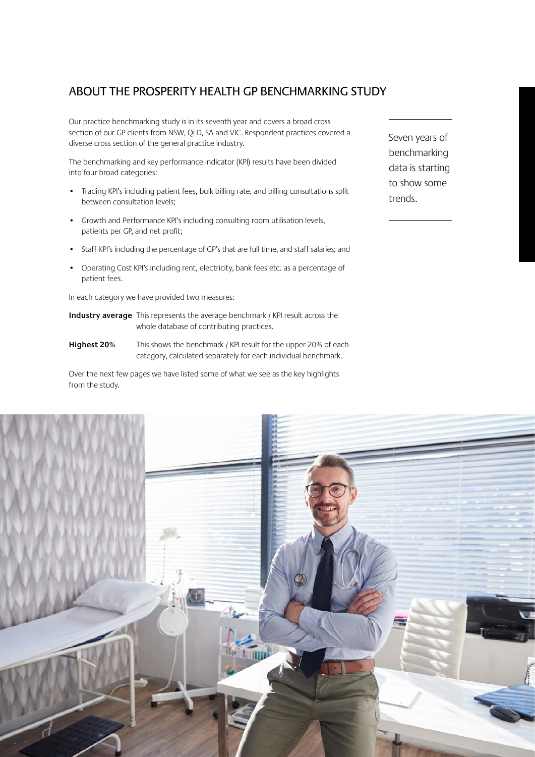## ABOUT THE PROSPERITY HEALTH GP BENCHMARKING STUDY

Our practice benchmarking study is in its seventh year and covers a broad cross section of our GP clients from NSW, QLD, SA and VIC. Respondent practices covered a diverse cross section of the general practice industry.

The benchmarking and key performance indicator (KPI) results have been divided into four broad categories:

- Trading KPI's including patient fees, bulk billing rate, and billing consultations split between consultation levels;
- Growth and Performance KPI's including consulting room utilisation levels, patients per GP, and net profit;
- Staff KPI's including the percentage of GP's that are full time, and staff salaries; and
- Operating Cost KPI's including rent, electricity, bank fees etc. as a percentage of patient fees.

In each category we have provided two measures:

**Industry average** This represents the average benchmark / KPI result across the whole database of contributing practices.

**Highest 20%** This shows the benchmark / KPI result for the upper 20% of each category, calculated separately for each individual benchmark.

Over the next few pages we have listed some of what we see as the key highlights from the study.

Seven years of benchmarking data is starting to show some trends.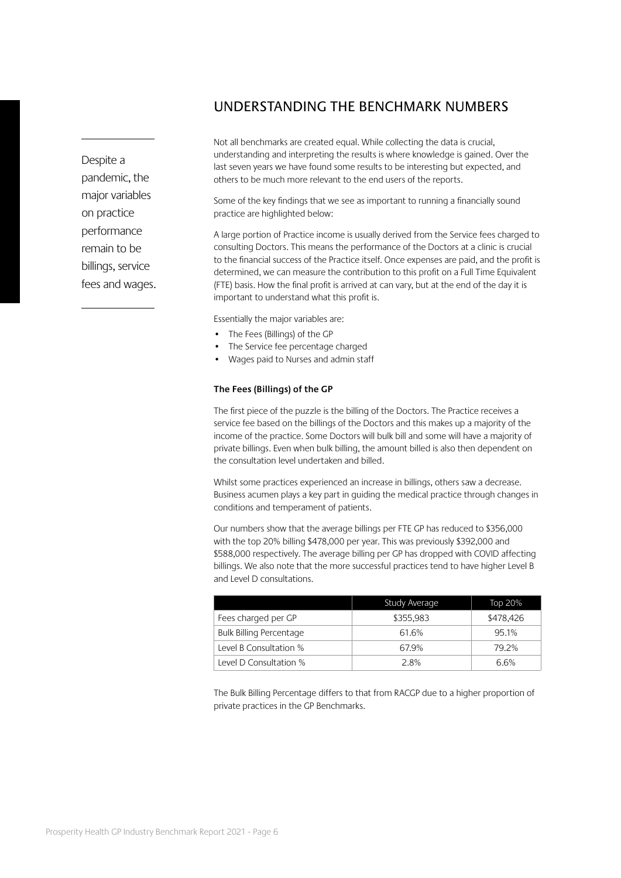## UNDERSTANDING THE BENCHMARK NUMBERS

> Despite a pandemic, the major variables on practice performance remain to be billings, service fees and wages.

Not all benchmarks are created equal. While collecting the data is crucial, understanding and interpreting the results is where knowledge is gained. Over the last seven years we have found some results to be interesting but expected, and others to be much more relevant to the end users of the reports.

Some of the key findings that we see as important to running a financially sound practice are highlighted below:

A large portion of Practice income is usually derived from the Service fees charged to consulting Doctors. This means the performance of the Doctors at a clinic is crucial to the financial success of the Practice itself. Once expenses are paid, and the profit is determined, we can measure the contribution to this profit on a Full Time Equivalent (FTE) basis. How the final profit is arrived at can vary, but at the end of the day it is important to understand what this profit is.

Essentially the major variables are:

- The Fees (Billings) of the GP
- The Service fee percentage charged
- Wages paid to Nurses and admin staff

**The Fees (Billings) of the GP**

The first piece of the puzzle is the billing of the Doctors. The Practice receives a service fee based on the billings of the Doctors and this makes up a majority of the income of the practice. Some Doctors will bulk bill and some will have a majority of private billings. Even when bulk billing, the amount billed is also then dependent on the consultation level undertaken and billed.

Whilst some practices experienced an increase in billings, others saw a decrease. Business acumen plays a key part in guiding the medical practice through changes in conditions and temperament of patients.

Our numbers show that the average billings per FTE GP has reduced to $356,000 with the top 20% billing $478,000 per year. This was previously $392,000 and $588,000 respectively. The average billing per GP has dropped with COVID affecting billings. We also note that the more successful practices tend to have higher Level B and Level D consultations.

| | Study Average | Top 20% |
|---|---|---|
| Fees charged per GP | $355,983 | $478,426 |
| Bulk Billing Percentage | 61.6% | 95.1% |
| Level B Consultation % | 67.9% | 79.2% |
| Level D Consultation % | 2.8% | 6.6% |

The Bulk Billing Percentage differs to that from RACGP due to a higher proportion of private practices in the GP Benchmarks.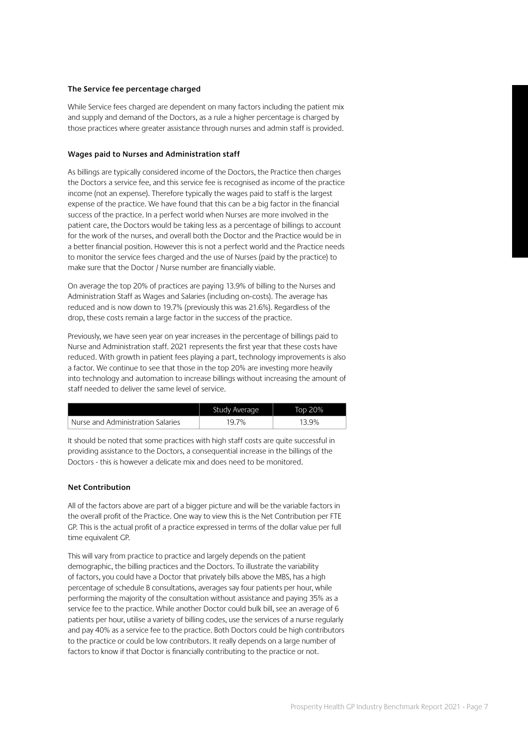### The Service fee percentage charged

While Service fees charged are dependent on many factors including the patient mix and supply and demand of the Doctors, as a rule a higher percentage is charged by those practices where greater assistance through nurses and admin staff is provided.

### Wages paid to Nurses and Administration staff

As billings are typically considered income of the Doctors, the Practice then charges the Doctors a service fee, and this service fee is recognised as income of the practice income (not an expense). Therefore typically the wages paid to staff is the largest expense of the practice. We have found that this can be a big factor in the financial success of the practice. In a perfect world when Nurses are more involved in the patient care, the Doctors would be taking less as a percentage of billings to account for the work of the nurses, and overall both the Doctor and the Practice would be in a better financial position. However this is not a perfect world and the Practice needs to monitor the service fees charged and the use of Nurses (paid by the practice) to make sure that the Doctor / Nurse number are financially viable.

On average the top 20% of practices are paying 13.9% of billing to the Nurses and Administration Staff as Wages and Salaries (including on-costs). The average has reduced and is now down to 19.7% (previously this was 21.6%). Regardless of the drop, these costs remain a large factor in the success of the practice.

Previously, we have seen year on year increases in the percentage of billings paid to Nurse and Administration staff. 2021 represents the first year that these costs have reduced. With growth in patient fees playing a part, technology improvements is also a factor. We continue to see that those in the top 20% are investing more heavily into technology and automation to increase billings without increasing the amount of staff needed to deliver the same level of service.

| | Study Average | Top 20% |
|---|---|---|
| Nurse and Administration Salaries | 19.7% | 13.9% |

It should be noted that some practices with high staff costs are quite successful in providing assistance to the Doctors, a consequential increase in the billings of the Doctors - this is however a delicate mix and does need to be monitored.

### Net Contribution

All of the factors above are part of a bigger picture and will be the variable factors in the overall profit of the Practice. One way to view this is the Net Contribution per FTE GP. This is the actual profit of a practice expressed in terms of the dollar value per full time equivalent GP.

This will vary from practice to practice and largely depends on the patient demographic, the billing practices and the Doctors. To illustrate the variability of factors, you could have a Doctor that privately bills above the MBS, has a high percentage of schedule B consultations, averages say four patients per hour, while performing the majority of the consultation without assistance and paying 35% as a service fee to the practice. While another Doctor could bulk bill, see an average of 6 patients per hour, utilise a variety of billing codes, use the services of a nurse regularly and pay 40% as a service fee to the practice. Both Doctors could be high contributors to the practice or could be low contributors. It really depends on a large number of factors to know if that Doctor is financially contributing to the practice or not.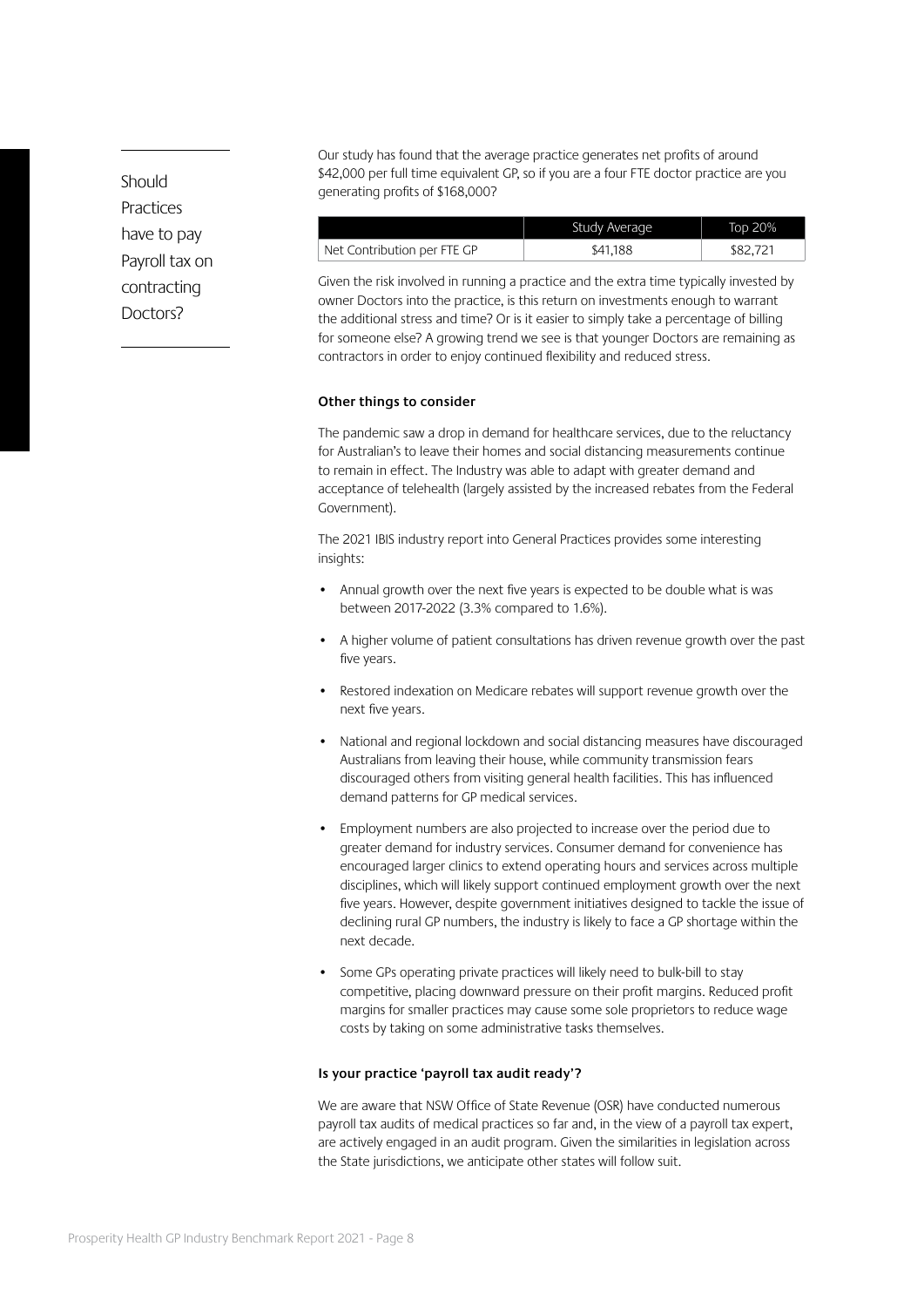Should Practices have to pay Payroll tax on contracting Doctors?

Our study has found that the average practice generates net profits of around $42,000 per full time equivalent GP, so if you are a four FTE doctor practice are you generating profits of $168,000?

| | Study Average | Top 20% |
|---|---|---|
| Net Contribution per FTE GP | $41,188 | $82,721 |

Given the risk involved in running a practice and the extra time typically invested by owner Doctors into the practice, is this return on investments enough to warrant the additional stress and time? Or is it easier to simply take a percentage of billing for someone else? A growing trend we see is that younger Doctors are remaining as contractors in order to enjoy continued flexibility and reduced stress.

**Other things to consider**

The pandemic saw a drop in demand for healthcare services, due to the reluctancy for Australian's to leave their homes and social distancing measurements continue to remain in effect. The Industry was able to adapt with greater demand and acceptance of telehealth (largely assisted by the increased rebates from the Federal Government).

The 2021 IBIS industry report into General Practices provides some interesting insights:

- Annual growth over the next five years is expected to be double what is was between 2017-2022 (3.3% compared to 1.6%).
- A higher volume of patient consultations has driven revenue growth over the past five years.
- Restored indexation on Medicare rebates will support revenue growth over the next five years.
- National and regional lockdown and social distancing measures have discouraged Australians from leaving their house, while community transmission fears discouraged others from visiting general health facilities. This has influenced demand patterns for GP medical services.
- Employment numbers are also projected to increase over the period due to greater demand for industry services. Consumer demand for convenience has encouraged larger clinics to extend operating hours and services across multiple disciplines, which will likely support continued employment growth over the next five years. However, despite government initiatives designed to tackle the issue of declining rural GP numbers, the industry is likely to face a GP shortage within the next decade.
- Some GPs operating private practices will likely need to bulk-bill to stay competitive, placing downward pressure on their profit margins. Reduced profit margins for smaller practices may cause some sole proprietors to reduce wage costs by taking on some administrative tasks themselves.

**Is your practice 'payroll tax audit ready'?**

We are aware that NSW Office of State Revenue (OSR) have conducted numerous payroll tax audits of medical practices so far and, in the view of a payroll tax expert, are actively engaged in an audit program. Given the similarities in legislation across the State jurisdictions, we anticipate other states will follow suit.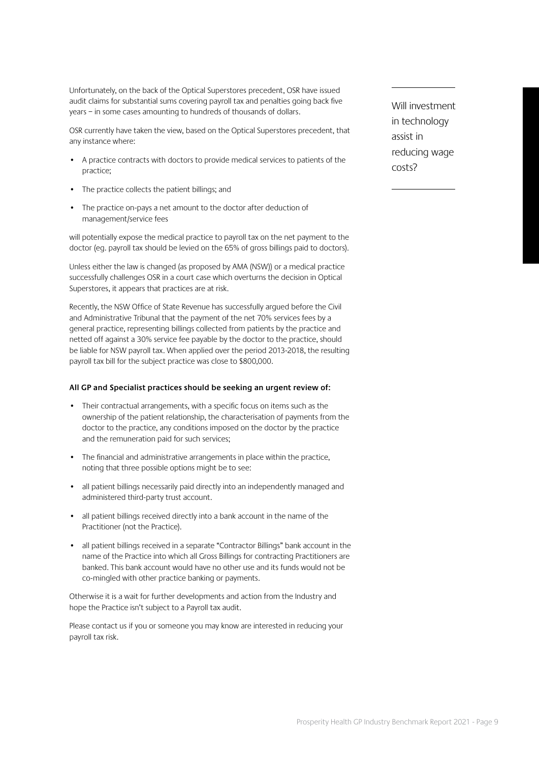Unfortunately, on the back of the Optical Superstores precedent, OSR have issued audit claims for substantial sums covering payroll tax and penalties going back five years – in some cases amounting to hundreds of thousands of dollars.

OSR currently have taken the view, based on the Optical Superstores precedent, that any instance where:

- A practice contracts with doctors to provide medical services to patients of the practice;
- The practice collects the patient billings; and
- The practice on-pays a net amount to the doctor after deduction of management/service fees

will potentially expose the medical practice to payroll tax on the net payment to the doctor (eg. payroll tax should be levied on the 65% of gross billings paid to doctors).

Unless either the law is changed (as proposed by AMA (NSW)) or a medical practice successfully challenges OSR in a court case which overturns the decision in Optical Superstores, it appears that practices are at risk.

Recently, the NSW Office of State Revenue has successfully argued before the Civil and Administrative Tribunal that the payment of the net 70% services fees by a general practice, representing billings collected from patients by the practice and netted off against a 30% service fee payable by the doctor to the practice, should be liable for NSW payroll tax. When applied over the period 2013-2018, the resulting payroll tax bill for the subject practice was close to $800,000.

Will investment in technology assist in reducing wage costs?

**All GP and Specialist practices should be seeking an urgent review of:**

- Their contractual arrangements, with a specific focus on items such as the ownership of the patient relationship, the characterisation of payments from the doctor to the practice, any conditions imposed on the doctor by the practice and the remuneration paid for such services;
- The financial and administrative arrangements in place within the practice, noting that three possible options might be to see:
- all patient billings necessarily paid directly into an independently managed and administered third-party trust account.
- all patient billings received directly into a bank account in the name of the Practitioner (not the Practice).
- all patient billings received in a separate "Contractor Billings" bank account in the name of the Practice into which all Gross Billings for contracting Practitioners are banked. This bank account would have no other use and its funds would not be co-mingled with other practice banking or payments.

Otherwise it is a wait for further developments and action from the Industry and hope the Practice isn't subject to a Payroll tax audit.

Please contact us if you or someone you may know are interested in reducing your payroll tax risk.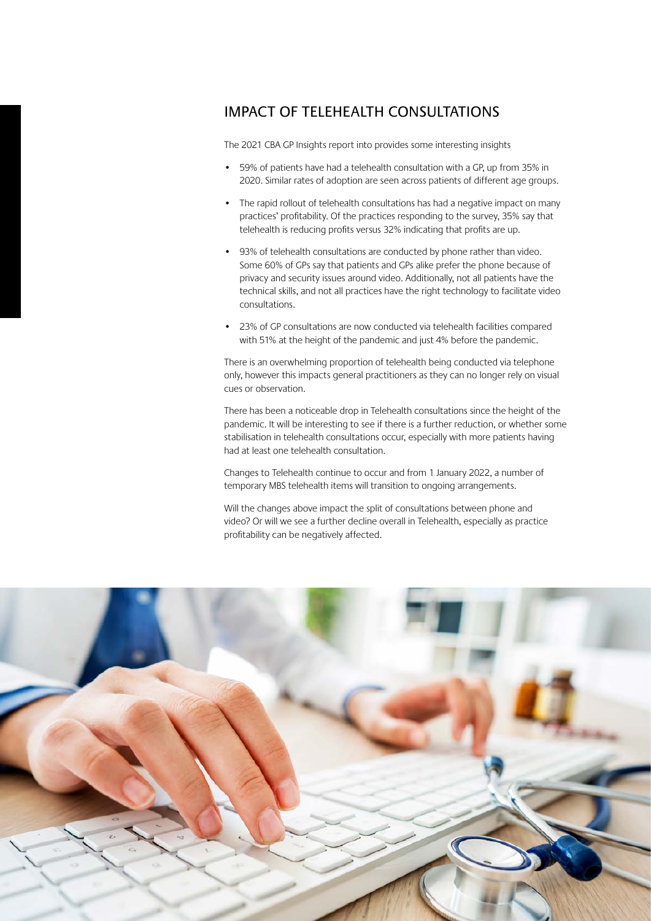## IMPACT OF TELEHEALTH CONSULTATIONS

The 2021 CBA GP Insights report into provides some interesting insights

- 59% of patients have had a telehealth consultation with a GP, up from 35% in 2020. Similar rates of adoption are seen across patients of different age groups.
- The rapid rollout of telehealth consultations has had a negative impact on many practices' profitability. Of the practices responding to the survey, 35% say that telehealth is reducing profits versus 32% indicating that profits are up.
- 93% of telehealth consultations are conducted by phone rather than video. Some 60% of GPs say that patients and GPs alike prefer the phone because of privacy and security issues around video. Additionally, not all patients have the technical skills, and not all practices have the right technology to facilitate video consultations.
- 23% of GP consultations are now conducted via telehealth facilities compared with 51% at the height of the pandemic and just 4% before the pandemic.

There is an overwhelming proportion of telehealth being conducted via telephone only, however this impacts general practitioners as they can no longer rely on visual cues or observation.

There has been a noticeable drop in Telehealth consultations since the height of the pandemic. It will be interesting to see if there is a further reduction, or whether some stabilisation in telehealth consultations occur, especially with more patients having had at least one telehealth consultation.

Changes to Telehealth continue to occur and from 1 January 2022, a number of temporary MBS telehealth items will transition to ongoing arrangements.

Will the changes above impact the split of consultations between phone and video? Or will we see a further decline overall in Telehealth, especially as practice profitability can be negatively affected.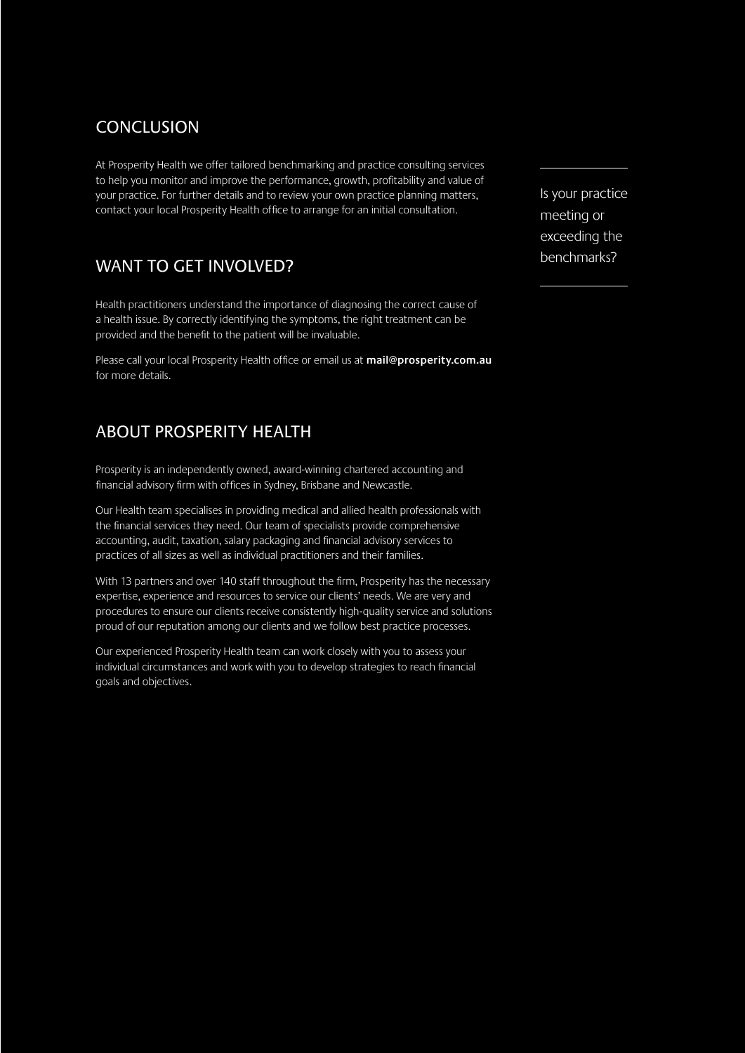## CONCLUSION

At Prosperity Health we offer tailored benchmarking and practice consulting services to help you monitor and improve the performance, growth, profitability and value of your practice. For further details and to review your own practice planning matters, contact your local Prosperity Health office to arrange for an initial consultation.

Is your practice meeting or exceeding the benchmarks?

## WANT TO GET INVOLVED?

Health practitioners understand the importance of diagnosing the correct cause of a health issue. By correctly identifying the symptoms, the right treatment can be provided and the benefit to the patient will be invaluable.

Please call your local Prosperity Health office or email us at **mail@prosperity.com.au** for more details.

## ABOUT PROSPERITY HEALTH

Prosperity is an independently owned, award-winning chartered accounting and financial advisory firm with offices in Sydney, Brisbane and Newcastle.

Our Health team specialises in providing medical and allied health professionals with the financial services they need. Our team of specialists provide comprehensive accounting, audit, taxation, salary packaging and financial advisory services to practices of all sizes as well as individual practitioners and their families.

With 13 partners and over 140 staff throughout the firm, Prosperity has the necessary expertise, experience and resources to service our clients' needs. We are very and procedures to ensure our clients receive consistently high-quality service and solutions proud of our reputation among our clients and we follow best practice processes.

Our experienced Prosperity Health team can work closely with you to assess your individual circumstances and work with you to develop strategies to reach financial goals and objectives.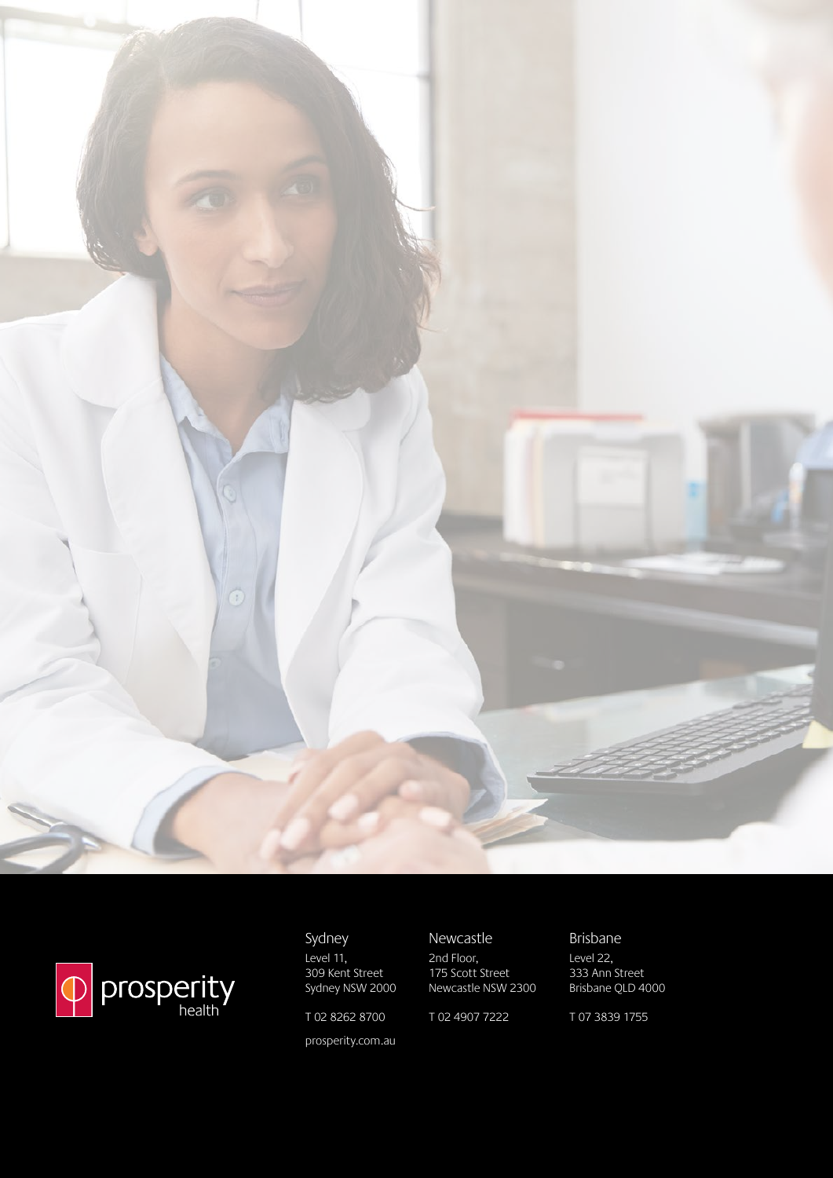prosperity health

Sydney
Level 11,
309 Kent Street
Sydney NSW 2000

T 02 8262 8700

prosperity.com.au

Newcastle
2nd Floor,
175 Scott Street
Newcastle NSW 2300

T 02 4907 7222

Brisbane
Level 22,
333 Ann Street
Brisbane QLD 4000

T 07 3839 1755